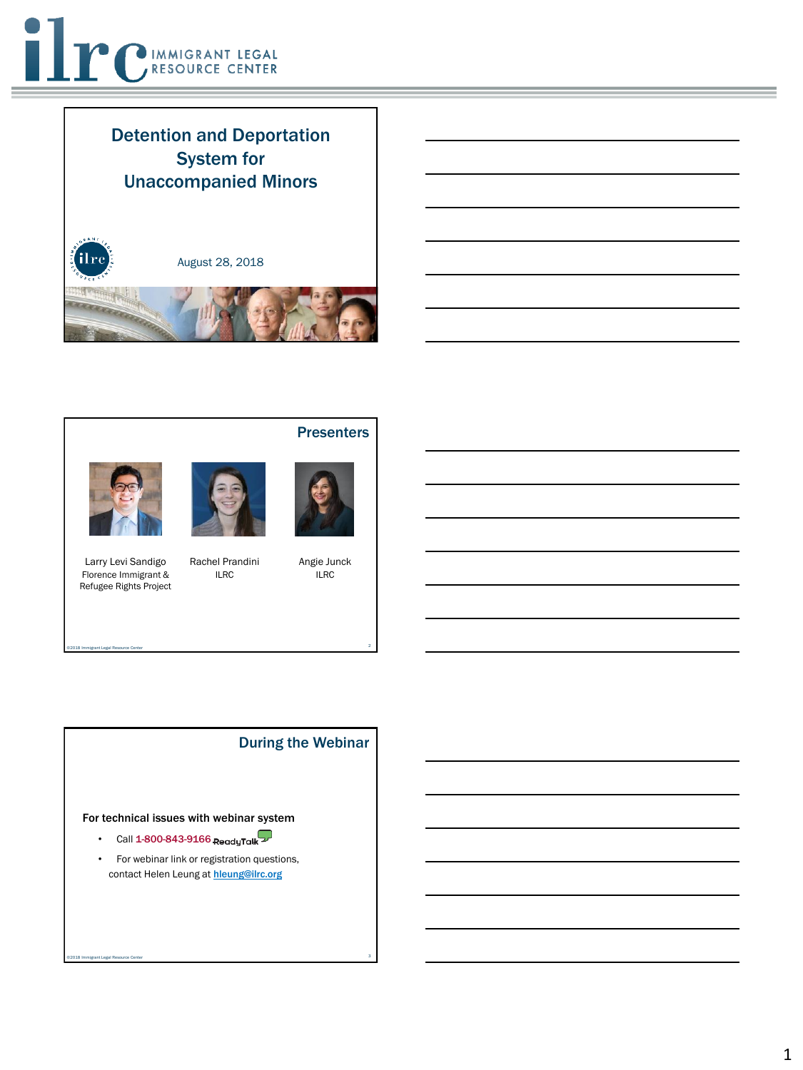# ILRC IMMIGRANT LEGAL RESOURCE CENTER

## Detention and Deportation System for Unaccompanied Minors

August 28, 2018

## Presenters

Larry Levi Sandigo
Florence Immigrant & Refugee Rights Project

Rachel Prandini
ILRC

Angie Junck
ILRC

©2018 Immigrant Legal Resource Center

## During the Webinar

**For technical issues with webinar system**

- Call 1-800-843-9166 ReadyTalk
- For webinar link or registration questions, contact Helen Leung at hleung@ilrc.org

©2018 Immigrant Legal Resource Center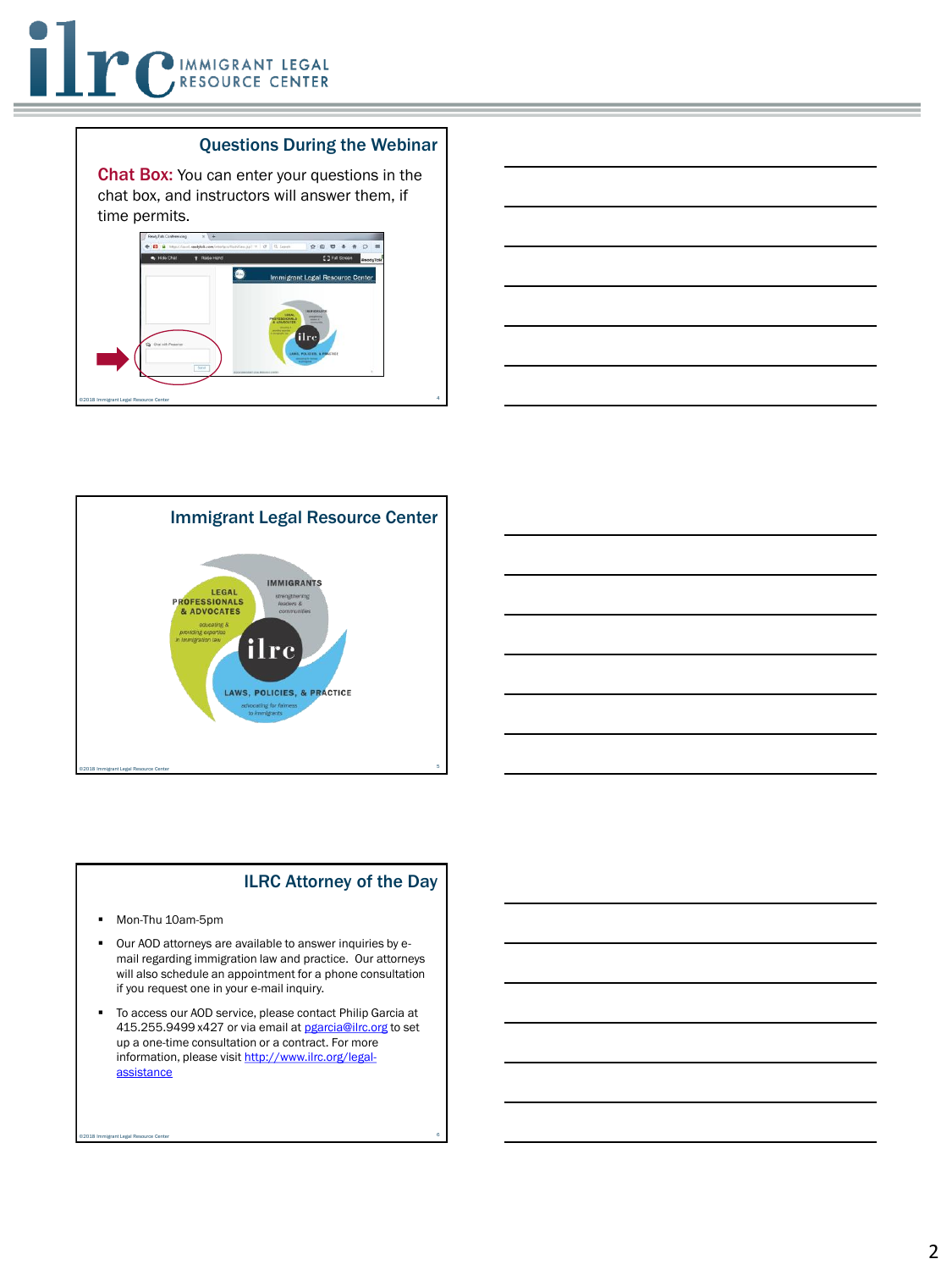## Questions During the Webinar

**Chat Box:** You can enter your questions in the chat box, and instructors will answer them, if time permits.

## Immigrant Legal Resource Center

LEGAL PROFESSIONALS & ADVOCATES
educating & providing expertise in immigration law

IMMIGRANTS
strengthening leaders & communities

LAWS, POLICIES, & PRACTICE
advocating for fairness to immigrants

## ILRC Attorney of the Day

- Mon-Thu 10am-5pm
- Our AOD attorneys are available to answer inquiries by e-mail regarding immigration law and practice. Our attorneys will also schedule an appointment for a phone consultation if you request one in your e-mail inquiry.
- To access our AOD service, please contact Philip Garcia at 415.255.9499 x427 or via email at pgarcia@ilrc.org to set up a one-time consultation or a contract. For more information, please visit http://www.ilrc.org/legal-assistance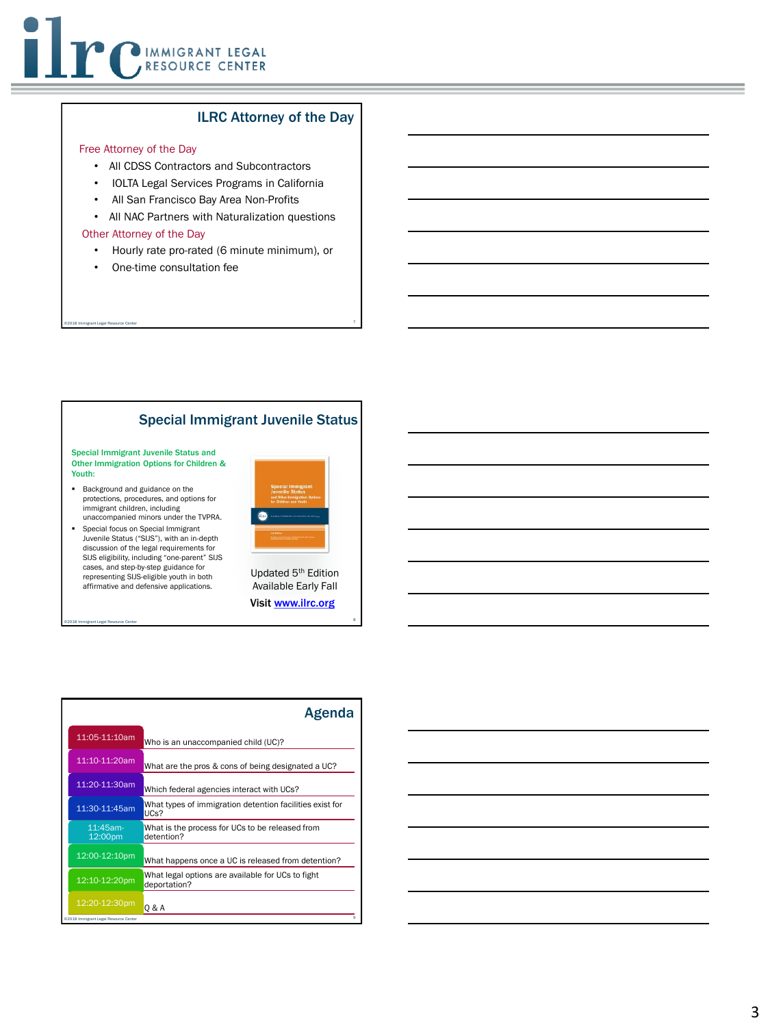## ILRC Attorney of the Day

Free Attorney of the Day

- All CDSS Contractors and Subcontractors
- IOLTA Legal Services Programs in California
- All San Francisco Bay Area Non-Profits
- All NAC Partners with Naturalization questions

Other Attorney of the Day

- Hourly rate pro-rated (6 minute minimum), or
- One-time consultation fee

## Special Immigrant Juvenile Status

**Special Immigrant Juvenile Status and Other Immigration Options for Children & Youth:**

- Background and guidance on the protections, procedures, and options for immigrant children, including unaccompanied minors under the TVPRA.
- Special focus on Special Immigrant Juvenile Status ("SIJS"), with an in-depth discussion of the legal requirements for SIJS eligibility, including "one-parent" SIJS cases, and step-by-step guidance for representing SIJS-eligible youth in both affirmative and defensive applications.

Updated 5th Edition Available Early Fall

**Visit [www.ilrc.org](http://www.ilrc.org)**

## Agenda

| Time | Topic |
| --- | --- |
| 11:05-11:10am | Who is an unaccompanied child (UC)? |
| 11:10-11:20am | What are the pros & cons of being designated a UC? |
| 11:20-11:30am | Which federal agencies interact with UCs? |
| 11:30-11:45am | What types of immigration detention facilities exist for UCs? |
| 11:45am-12:00pm | What is the process for UCs to be released from detention? |
| 12:00-12:10pm | What happens once a UC is released from detention? |
| 12:10-12:20pm | What legal options are available for UCs to fight deportation? |
| 12:20-12:30pm | Q & A |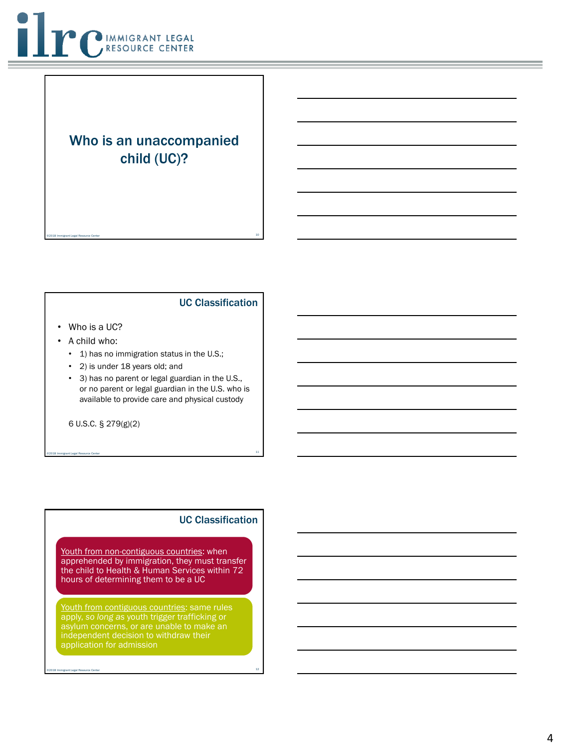## Who is an unaccompanied child (UC)?

## UC Classification

- Who is a UC?
- A child who:
  - 1) has no immigration status in the U.S.;
  - 2) is under 18 years old; and
  - 3) has no parent or legal guardian in the U.S., or no parent or legal guardian in the U.S. who is available to provide care and physical custody

6 U.S.C. § 279(g)(2)

## UC Classification

Youth from non-contiguous countries: when apprehended by immigration, they must transfer the child to Health & Human Services within 72 hours of determining them to be a UC

Youth from contiguous countries: same rules apply, *so long as* youth trigger trafficking or asylum concerns, or are unable to make an independent decision to withdraw their application for admission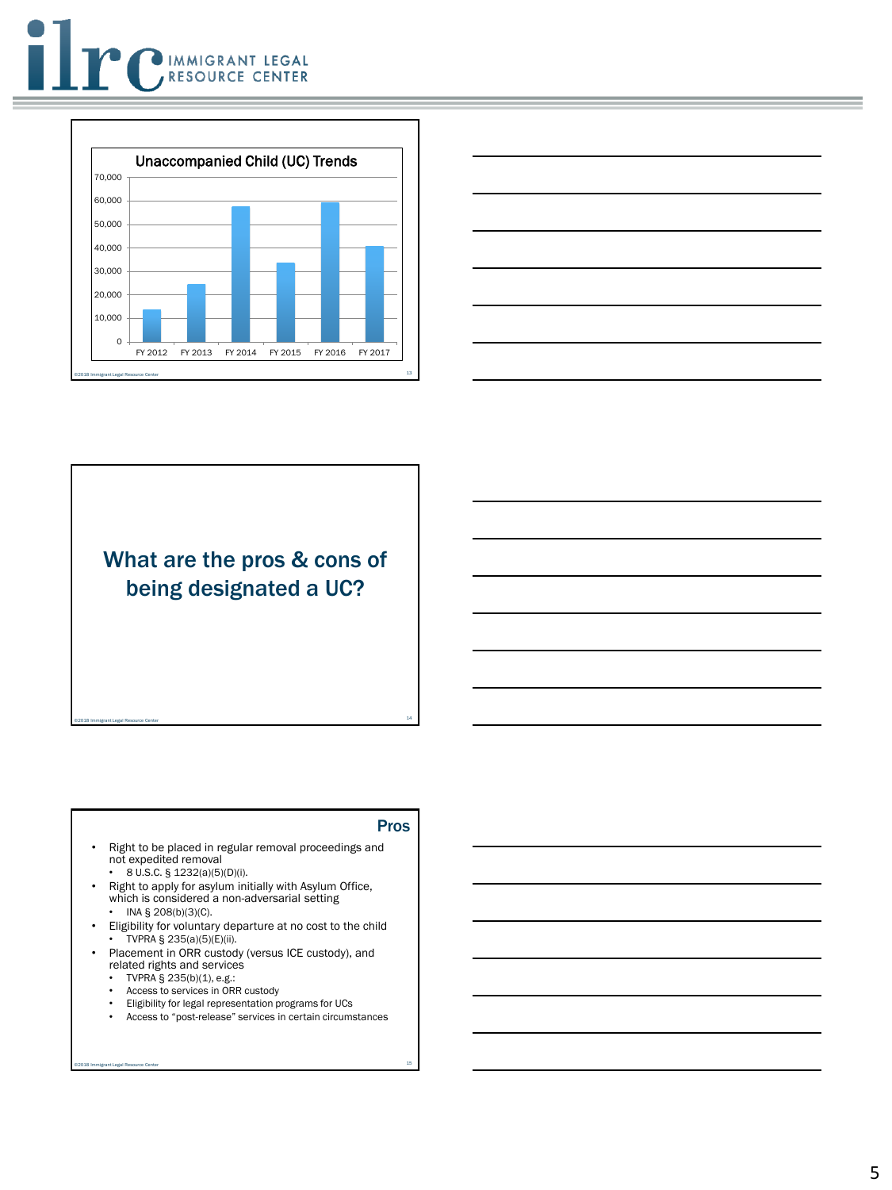## Unaccompanied Child (UC) Trends

| Fiscal Year | UCs (approx.) |
|---|---|
| FY 2012 | ~14,000 |
| FY 2013 | ~24,500 |
| FY 2014 | ~58,000 |
| FY 2015 | ~34,000 |
| FY 2016 | ~59,500 |
| FY 2017 | ~41,000 |

©2018 Immigrant Legal Resource Center

## What are the pros & cons of being designated a UC?

©2018 Immigrant Legal Resource Center

## Pros

- Right to be placed in regular removal proceedings and not expedited removal
  - 8 U.S.C. § 1232(a)(5)(D)(i).
- Right to apply for asylum initially with Asylum Office, which is considered a non-adversarial setting
  - INA § 208(b)(3)(C).
- Eligibility for voluntary departure at no cost to the child
  - TVPRA § 235(a)(5)(E)(ii).
- Placement in ORR custody (versus ICE custody), and related rights and services
  - TVPRA § 235(b)(1), e.g.:
  - Access to services in ORR custody
  - Eligibility for legal representation programs for UCs
  - Access to "post-release" services in certain circumstances

©2018 Immigrant Legal Resource Center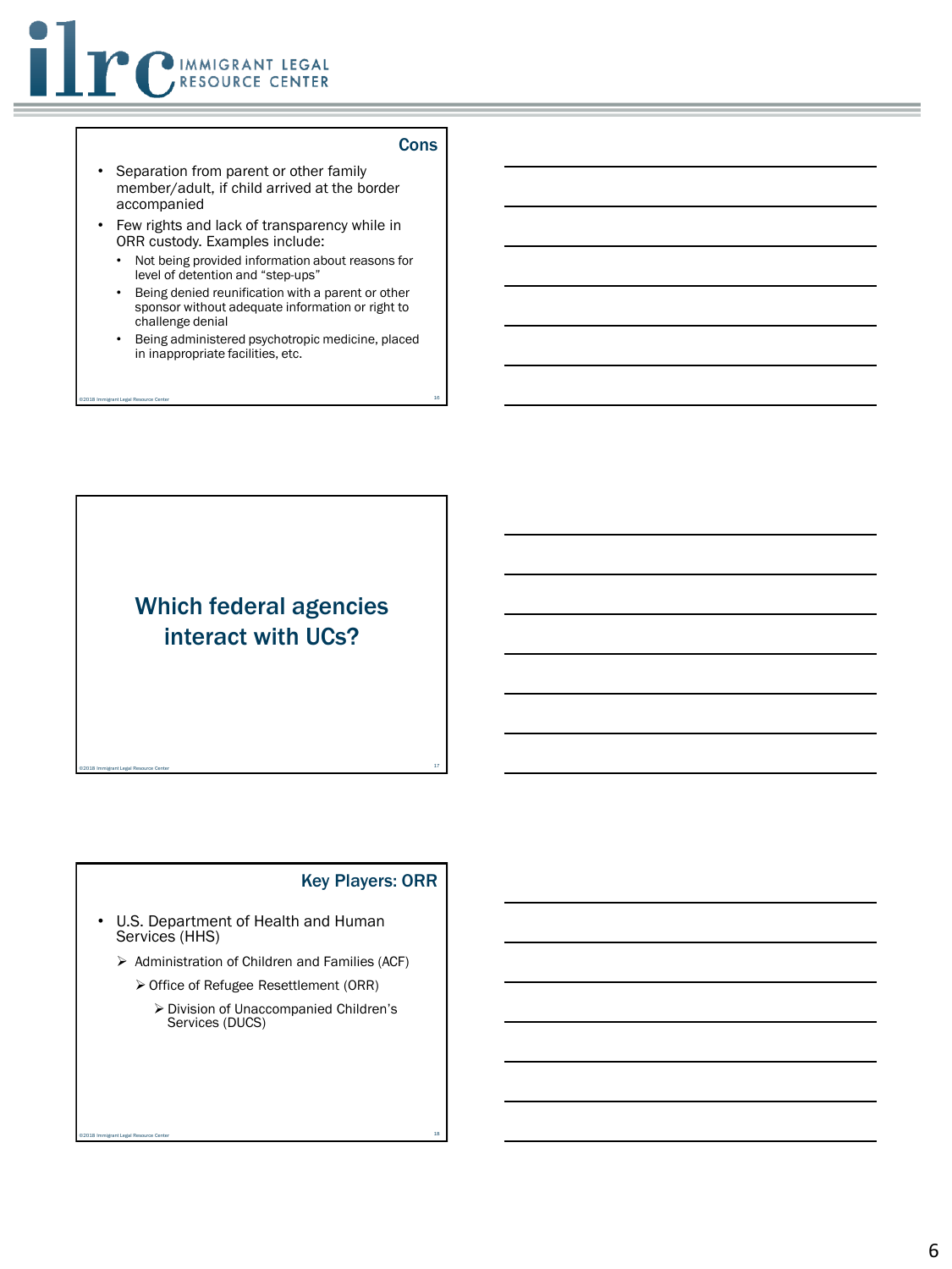## Cons

- Separation from parent or other family member/adult, if child arrived at the border accompanied
- Few rights and lack of transparency while in ORR custody. Examples include:
  - Not being provided information about reasons for level of detention and "step-ups"
  - Being denied reunification with a parent or other sponsor without adequate information or right to challenge denial
  - Being administered psychotropic medicine, placed in inappropriate facilities, etc.

## Which federal agencies interact with UCs?

## Key Players: ORR

- U.S. Department of Health and Human Services (HHS)
  - Administration of Children and Families (ACF)
    - Office of Refugee Resettlement (ORR)
      - Division of Unaccompanied Children's Services (DUCS)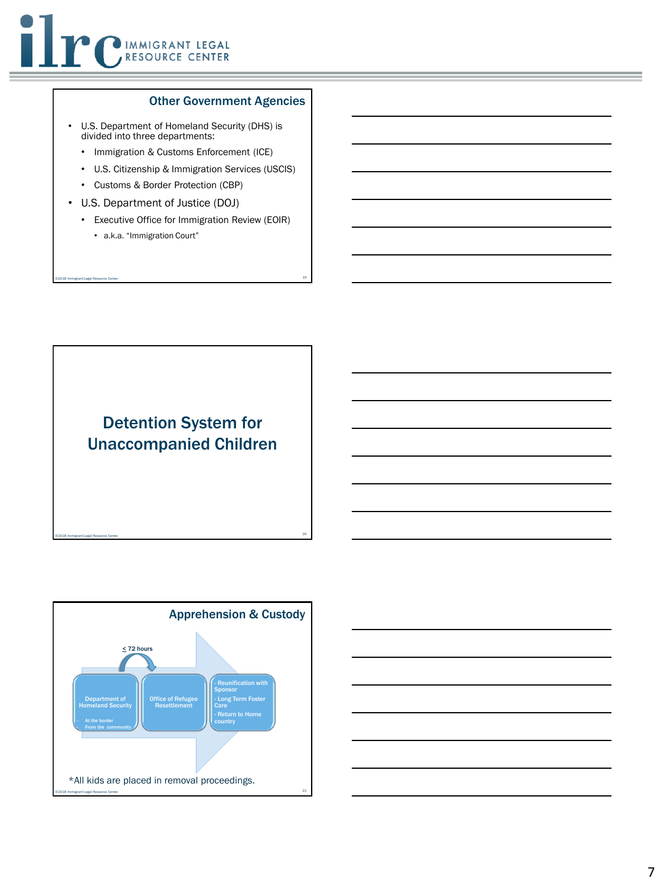## Other Government Agencies

- U.S. Department of Homeland Security (DHS) is divided into three departments:
  - Immigration & Customs Enforcement (ICE)
  - U.S. Citizenship & Immigration Services (USCIS)
  - Customs & Border Protection (CBP)
- U.S. Department of Justice (DOJ)
  - Executive Office for Immigration Review (EOIR)
    - a.k.a. "Immigration Court"

©2018 Immigrant Legal Resource Center

## Detention System for Unaccompanied Children

©2018 Immigrant Legal Resource Center

## Apprehension & Custody

≤ 72 hours

Department of Homeland Security
- At the border
- From the community

Office of Refugee Resettlement

- Reunification with Sponsor
- Long Term Foster Care
- Return to Home country

*All kids are placed in removal proceedings.

©2018 Immigrant Legal Resource Center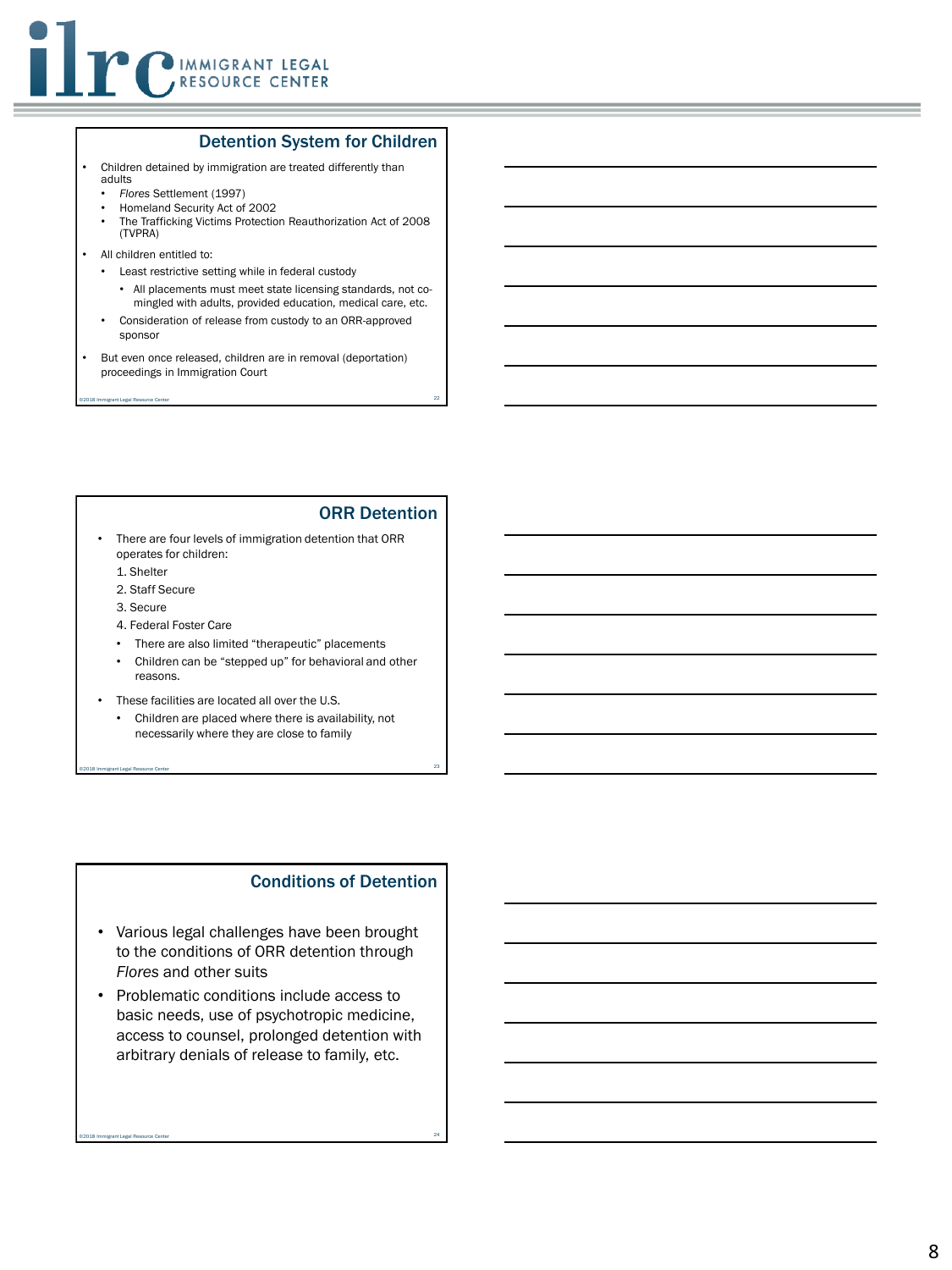## Detention System for Children

- Children detained by immigration are treated differently than adults
  - *Flores* Settlement (1997)
  - Homeland Security Act of 2002
  - The Trafficking Victims Protection Reauthorization Act of 2008 (TVPRA)
- All children entitled to:
  - Least restrictive setting while in federal custody
    - All placements must meet state licensing standards, not co-mingled with adults, provided education, medical care, etc.
  - Consideration of release from custody to an ORR-approved sponsor
- But even once released, children are in removal (deportation) proceedings in Immigration Court

## ORR Detention

- There are four levels of immigration detention that ORR operates for children:
  1. Shelter
  2. Staff Secure
  3. Secure
  4. Federal Foster Care
  - There are also limited "therapeutic" placements
  - Children can be "stepped up" for behavioral and other reasons.
- These facilities are located all over the U.S.
  - Children are placed where there is availability, not necessarily where they are close to family

## Conditions of Detention

- Various legal challenges have been brought to the conditions of ORR detention through *Flores* and other suits
- Problematic conditions include access to basic needs, use of psychotropic medicine, access to counsel, prolonged detention with arbitrary denials of release to family, etc.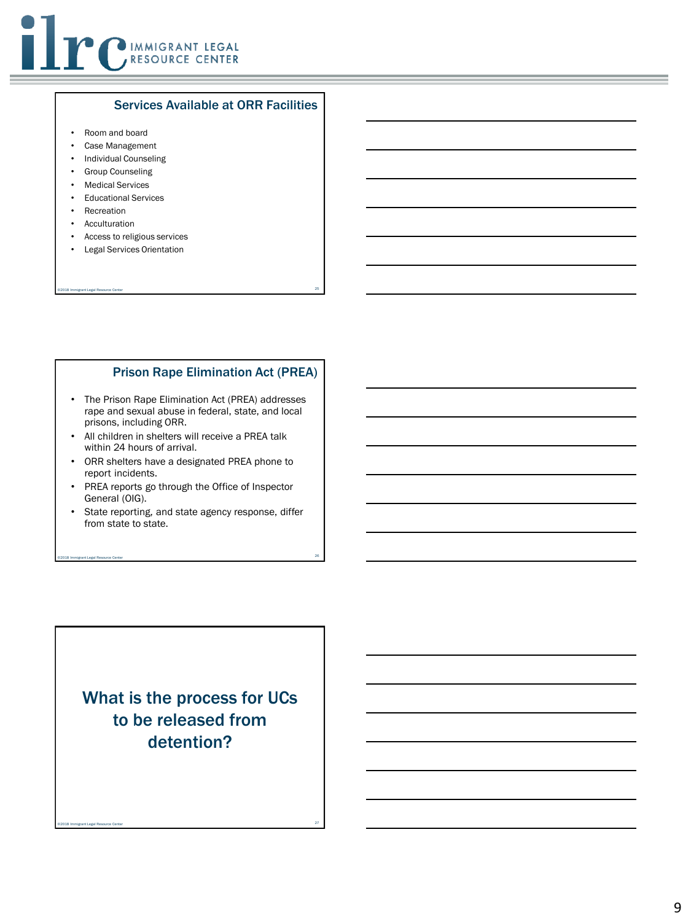## Services Available at ORR Facilities

- Room and board
- Case Management
- Individual Counseling
- Group Counseling
- Medical Services
- Educational Services
- Recreation
- Acculturation
- Access to religious services
- Legal Services Orientation

## Prison Rape Elimination Act (PREA)

- The Prison Rape Elimination Act (PREA) addresses rape and sexual abuse in federal, state, and local prisons, including ORR.
- All children in shelters will receive a PREA talk within 24 hours of arrival.
- ORR shelters have a designated PREA phone to report incidents.
- PREA reports go through the Office of Inspector General (OIG).
- State reporting, and state agency response, differ from state to state.

## What is the process for UCs to be released from detention?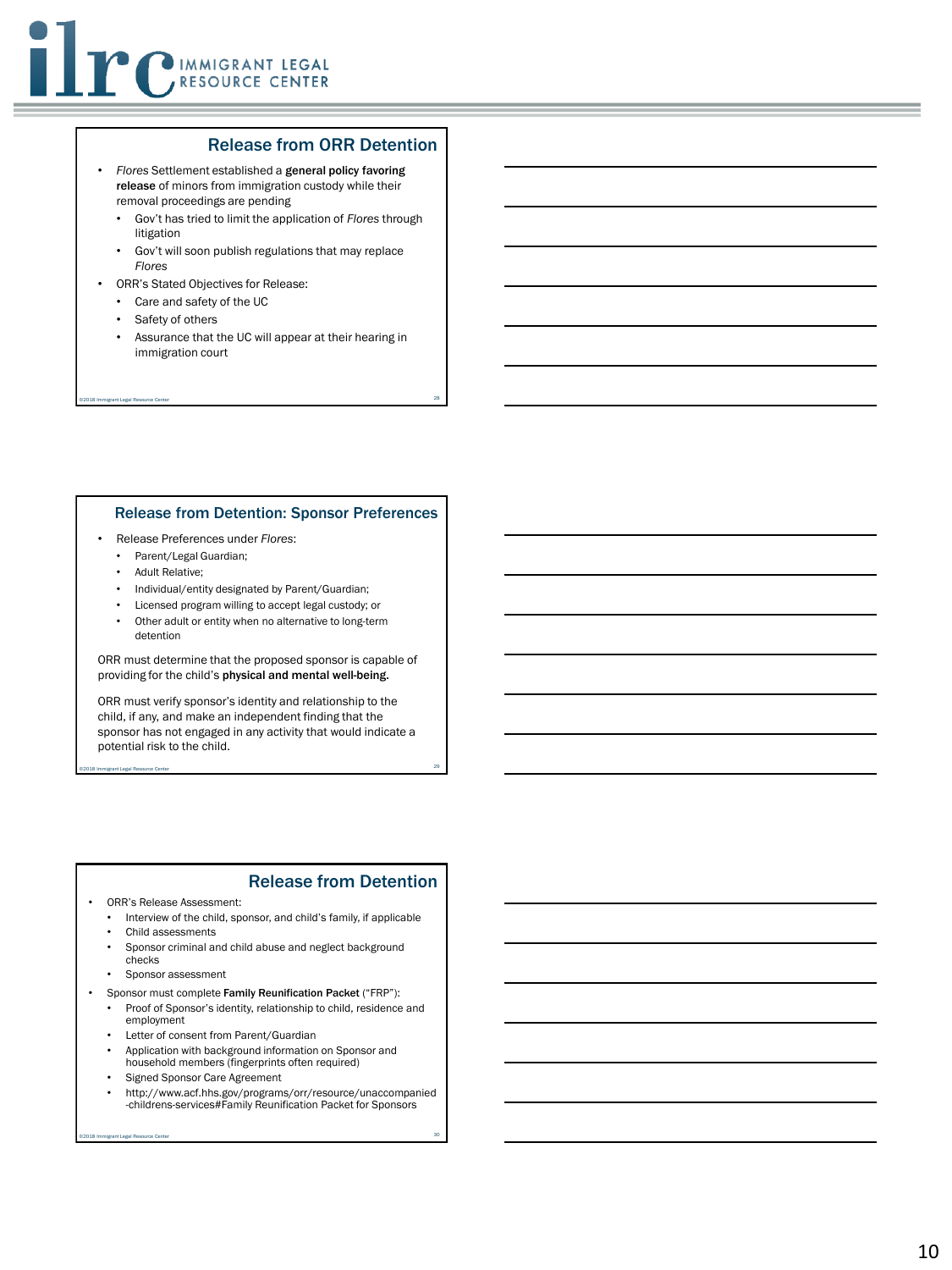## Release from ORR Detention

- *Flores* Settlement established a **general policy favoring release** of minors from immigration custody while their removal proceedings are pending
  - Gov't has tried to limit the application of *Flores* through litigation
  - Gov't will soon publish regulations that may replace *Flores*
- ORR's Stated Objectives for Release:
  - Care and safety of the UC
  - Safety of others
  - Assurance that the UC will appear at their hearing in immigration court

## Release from Detention: Sponsor Preferences

- Release Preferences under *Flores*:
  - Parent/Legal Guardian;
  - Adult Relative;
  - Individual/entity designated by Parent/Guardian;
  - Licensed program willing to accept legal custody; or
  - Other adult or entity when no alternative to long-term detention

ORR must determine that the proposed sponsor is capable of providing for the child's **physical and mental well-being.**

ORR must verify sponsor's identity and relationship to the child, if any, and make an independent finding that the sponsor has not engaged in any activity that would indicate a potential risk to the child.

## Release from Detention

- ORR's Release Assessment:
  - Interview of the child, sponsor, and child's family, if applicable
  - Child assessments
  - Sponsor criminal and child abuse and neglect background checks
  - Sponsor assessment
- Sponsor must complete **Family Reunification Packet** ("FRP"):
  - Proof of Sponsor's identity, relationship to child, residence and employment
  - Letter of consent from Parent/Guardian
  - Application with background information on Sponsor and household members (fingerprints often required)
  - Signed Sponsor Care Agreement
  - http://www.acf.hhs.gov/programs/orr/resource/unaccompanied-childrens-services#Family Reunification Packet for Sponsors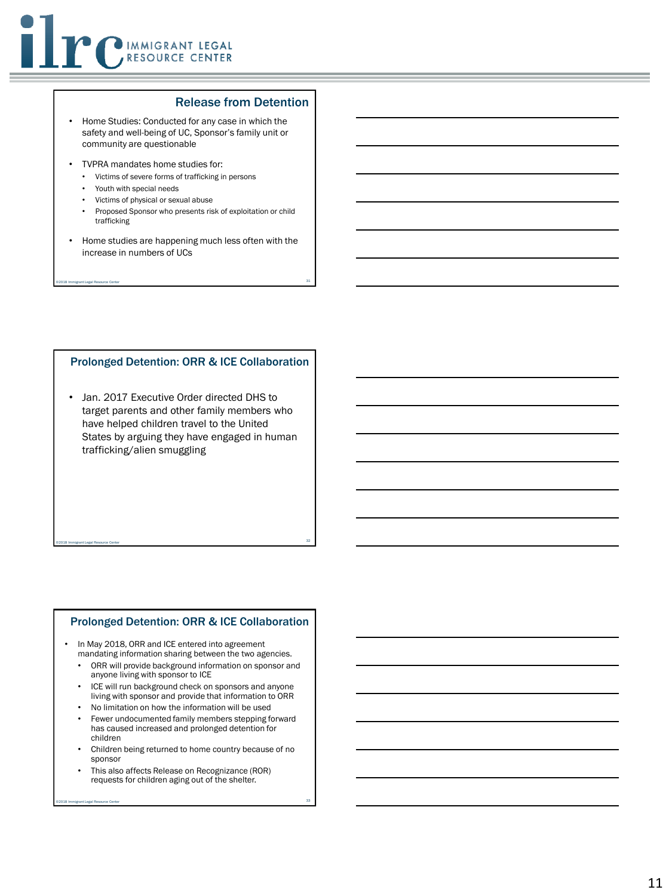## Release from Detention

- Home Studies: Conducted for any case in which the safety and well-being of UC, Sponsor's family unit or community are questionable
- TVPRA mandates home studies for:
  - Victims of severe forms of trafficking in persons
  - Youth with special needs
  - Victims of physical or sexual abuse
  - Proposed Sponsor who presents risk of exploitation or child trafficking
- Home studies are happening much less often with the increase in numbers of UCs

©2018 Immigrant Legal Resource Center

## Prolonged Detention: ORR & ICE Collaboration

- Jan. 2017 Executive Order directed DHS to target parents and other family members who have helped children travel to the United States by arguing they have engaged in human trafficking/alien smuggling

©2018 Immigrant Legal Resource Center

## Prolonged Detention: ORR & ICE Collaboration

- In May 2018, ORR and ICE entered into agreement mandating information sharing between the two agencies.
  - ORR will provide background information on sponsor and anyone living with sponsor to ICE
  - ICE will run background check on sponsors and anyone living with sponsor and provide that information to ORR
  - No limitation on how the information will be used
  - Fewer undocumented family members stepping forward has caused increased and prolonged detention for children
  - Children being returned to home country because of no sponsor
  - This also affects Release on Recognizance (ROR) requests for children aging out of the shelter.

©2018 Immigrant Legal Resource Center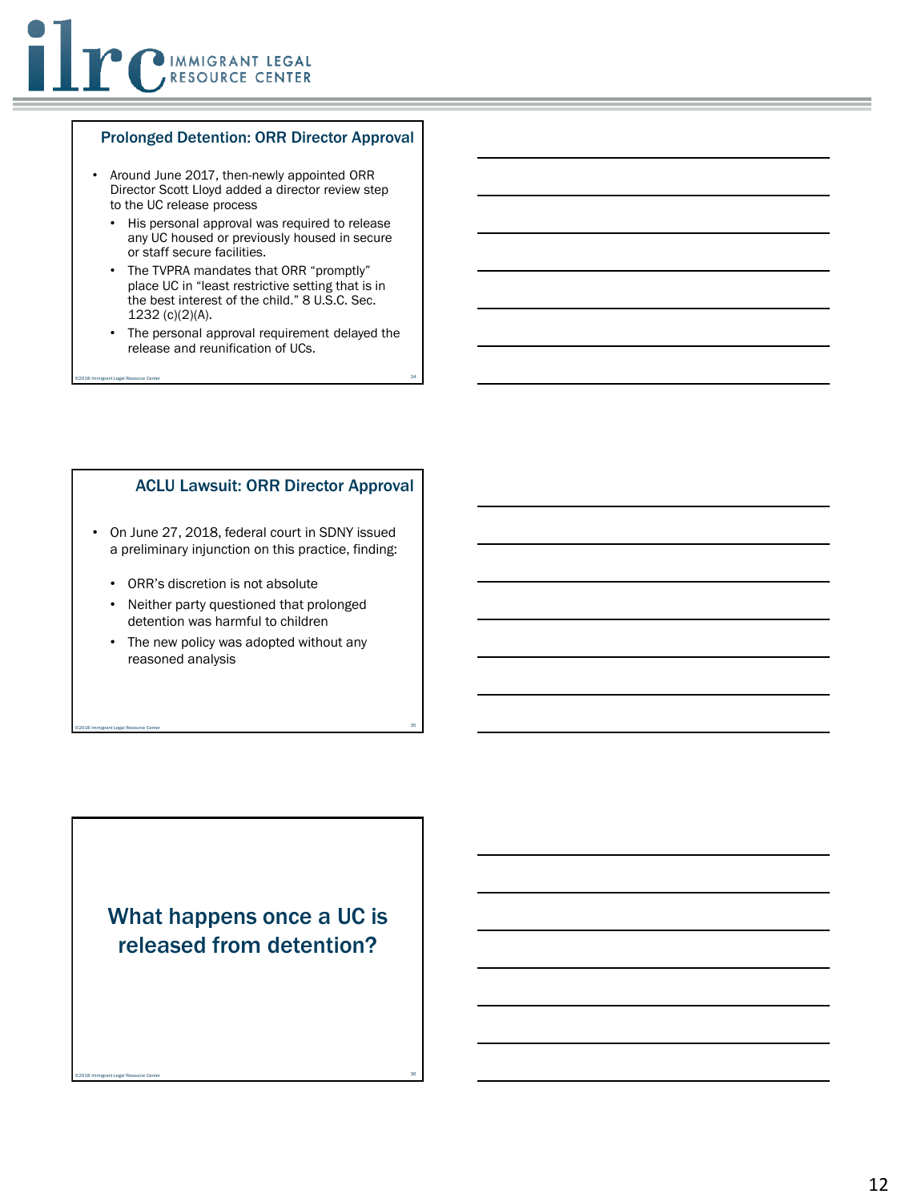## Prolonged Detention: ORR Director Approval

- Around June 2017, then-newly appointed ORR Director Scott Lloyd added a director review step to the UC release process
  - His personal approval was required to release any UC housed or previously housed in secure or staff secure facilities.
  - The TVPRA mandates that ORR "promptly" place UC in "least restrictive setting that is in the best interest of the child." 8 U.S.C. Sec. 1232 (c)(2)(A).
  - The personal approval requirement delayed the release and reunification of UCs.

## ACLU Lawsuit: ORR Director Approval

- On June 27, 2018, federal court in SDNY issued a preliminary injunction on this practice, finding:
  - ORR's discretion is not absolute
  - Neither party questioned that prolonged detention was harmful to children
  - The new policy was adopted without any reasoned analysis

## What happens once a UC is released from detention?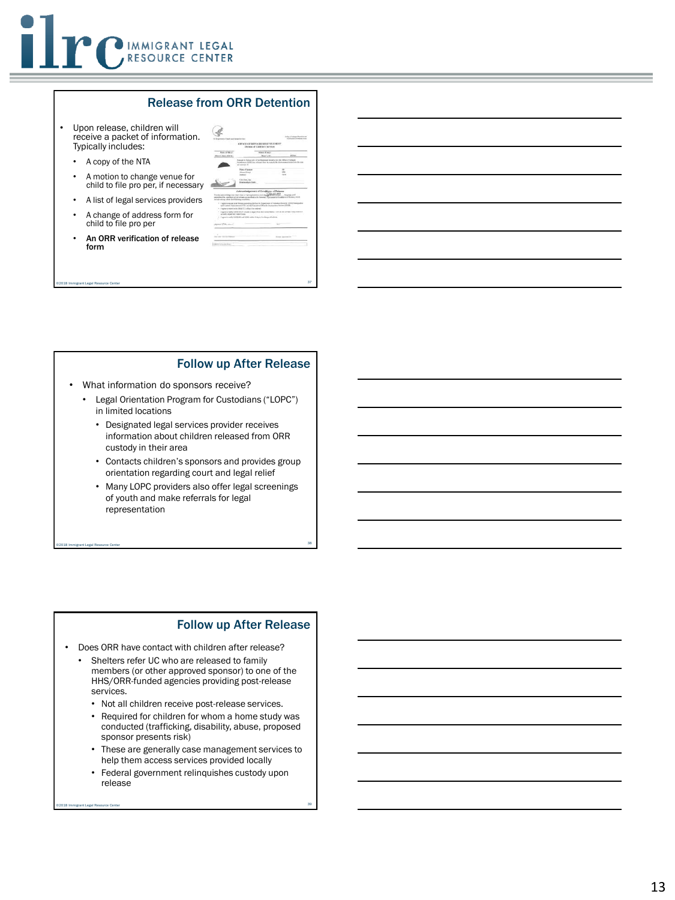## Release from ORR Detention

- Upon release, children will receive a packet of information. Typically includes:
  - A copy of the NTA
  - A motion to change venue for child to file pro per, if necessary
  - A list of legal services providers
  - A change of address form for child to file pro per
  - **An ORR verification of release form**

## Follow up After Release

- What information do sponsors receive?
  - Legal Orientation Program for Custodians (“LOPC”) in limited locations
    - Designated legal services provider receives information about children released from ORR custody in their area
    - Contacts children’s sponsors and provides group orientation regarding court and legal relief
    - Many LOPC providers also offer legal screenings of youth and make referrals for legal representation

## Follow up After Release

- Does ORR have contact with children after release?
  - Shelters refer UC who are released to family members (or other approved sponsor) to one of the HHS/ORR-funded agencies providing post-release services.
    - Not all children receive post-release services.
    - Required for children for whom a home study was conducted (trafficking, disability, abuse, proposed sponsor presents risk)
    - These are generally case management services to help them access services provided locally
    - Federal government relinquishes custody upon release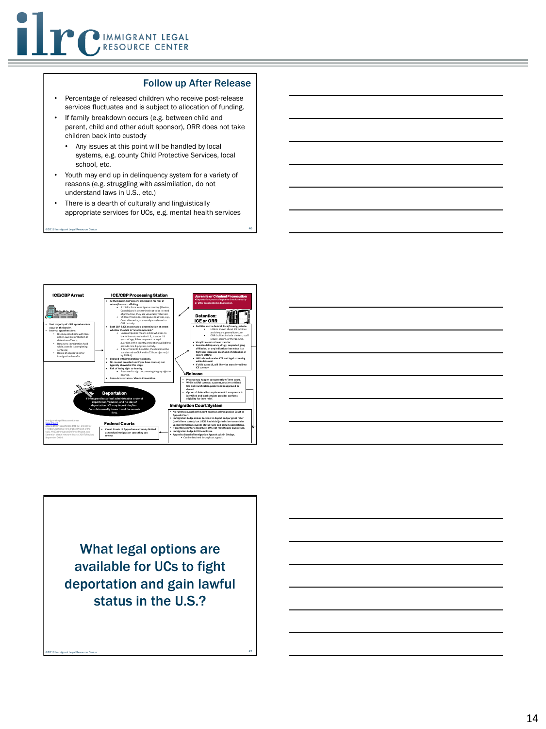## Follow up After Release

- Percentage of released children who receive post-release services fluctuates and is subject to allocation of funding.
- If family breakdown occurs (e.g. between child and parent, child and other adult sponsor), ORR does not take children back into custody
  - Any issues at this point will be handled by local systems, e.g. county Child Protective Services, local school, etc.
- Youth may end up in delinquency system for a variety of reasons (e.g. struggling with assimilation, do not understand laws in U.S., etc.)
- There is a dearth of culturally and linguistically appropriate services for UCs, e.g. mental health services

©2018 Immigrant Legal Resource Center

### ICE/CBP Arrest

- Vast majority of child apprehensions occur at the border.
- Internal apprehensions:
  - ICE may coordinate with local police, juvenile probation or detention officers.
  - Detainers: immigration hold while juvenile is completing sentence.
  - Denial of applications for immigration benefits.

### ICE/CBP Processing Station

- At the border, CBP screens all children for fear of return/human trafficking.
  - If child is from a contiguous country (Mexico, Canada) and is determined not to be in need of protection, they are voluntarily returned.
  - Children from non-contiguous countries, e.g., Central America, are usually transferred to ORR custody.
- Both CBP & ICE must make a determination at arrest whether the child is "unaccompanied."
  - Unaccompanied means a child who has no lawful imm status in the U.S., is under 18 years of age, & has no parent or legal guardian in the country present or available to provide care & physical custody.
  - If determined to be a UAC, the child must be transferred to ORR within 72 hours (as req'd by TVPRA).
- Charged with immigration violations.
- No counsel provided and if you have counsel, not typically allowed at this stage.
- Risk of losing right to hearing.
  - Pressured to sign documents giving up right to hearing.
- Consular assistance - Vienna Convention.

### Juvenile or Criminal Prosecution

- Deportation process happens simultaneously or after prosecution/adjudication.

### Detention: ICE or ORR

- Facilities can be federal, local/county, private.
  - Little is known about ICE facilities and they are generally secure.
  - ORR facilities include shelters, staff secure, secure, or therapeutic.
- Very little control over transfer.
- Juvenile delinquency, drugs, suspected gang affiliation, or any indication that minor is a flight risk increases likelihood of detention in secure setting.
- UACs should receive KYR and legal screening while detained.
- If child turns 18, will likely be transferred into ICE custody.

### Release

- Process may happen concurrently w/ imm court.
- While in ORR custody, a parent, relative or friend fills out reunification packet and is approved or denied.
- Option of federal foster placement if no sponsor is identified and legal services provider confirms eligibility for imm relief.

### Deportation

If immigrant has a final administrative order of deportation/removal, and no stay of deportation, ICE may deport him/her. Consulate usually issues travel documents first.

### Immigration Court System

- No right to counsel at the gov't expense at Immigration Court or Appeals Court.
- Immigration Judge makes decision to deport and/or grant relief (lawful imm status), but USCIS has initial jurisdiction to consider Special Immigrant Juvenile Status (SIJS) and asylum applications.
- If granted voluntary departure, UAC not req'd to pay own return.
- Immigration Judge is DOJ employee.
- Appeal to Board of Immigration Appeals within 30 days.
  - Can be detained throughout appeal.

### Federal Courts

- Circuit Courts of Appeal are extremely limited as to what immigration cases they can review.

Immigrant Legal Resource Center
www.ilrc.org
Adapted from Deportation 101 by Families for Freedom, National Immigration Project of the NLG, NYSDA Immigrant Defense Project, and Detention Watch Network (March 2007) (Revised September 2014).

## What legal options are available for UCs to fight deportation and gain lawful status in the U.S.?

©2018 Immigrant Legal Resource Center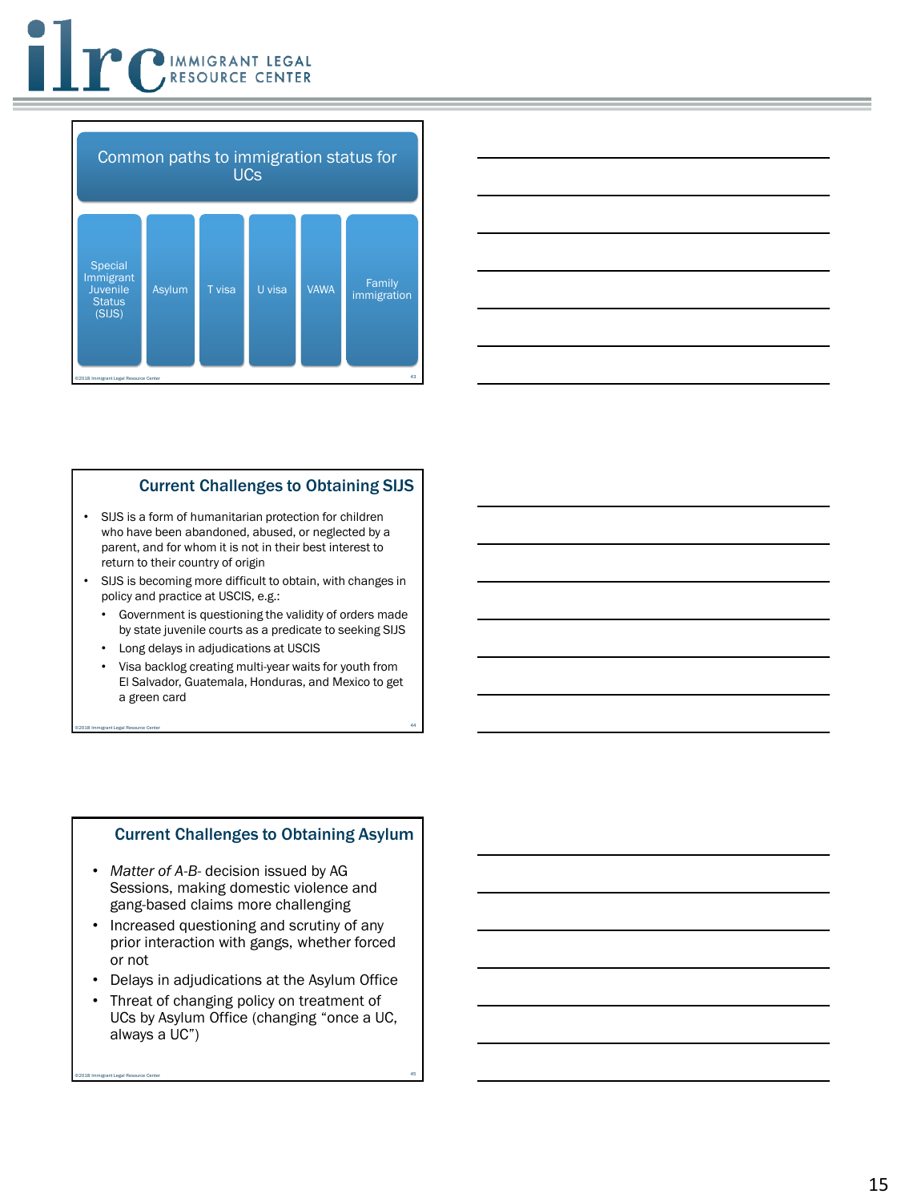## Common paths to immigration status for UCs

- Special Immigrant Juvenile Status (SIJS)
- Asylum
- T visa
- U visa
- VAWA
- Family immigration

## Current Challenges to Obtaining SIJS

- SIJS is a form of humanitarian protection for children who have been abandoned, abused, or neglected by a parent, and for whom it is not in their best interest to return to their country of origin
- SIJS is becoming more difficult to obtain, with changes in policy and practice at USCIS, e.g.:
  - Government is questioning the validity of orders made by state juvenile courts as a predicate to seeking SIJS
  - Long delays in adjudications at USCIS
  - Visa backlog creating multi-year waits for youth from El Salvador, Guatemala, Honduras, and Mexico to get a green card

## Current Challenges to Obtaining Asylum

- *Matter of A-B-* decision issued by AG Sessions, making domestic violence and gang-based claims more challenging
- Increased questioning and scrutiny of any prior interaction with gangs, whether forced or not
- Delays in adjudications at the Asylum Office
- Threat of changing policy on treatment of UCs by Asylum Office (changing "once a UC, always a UC")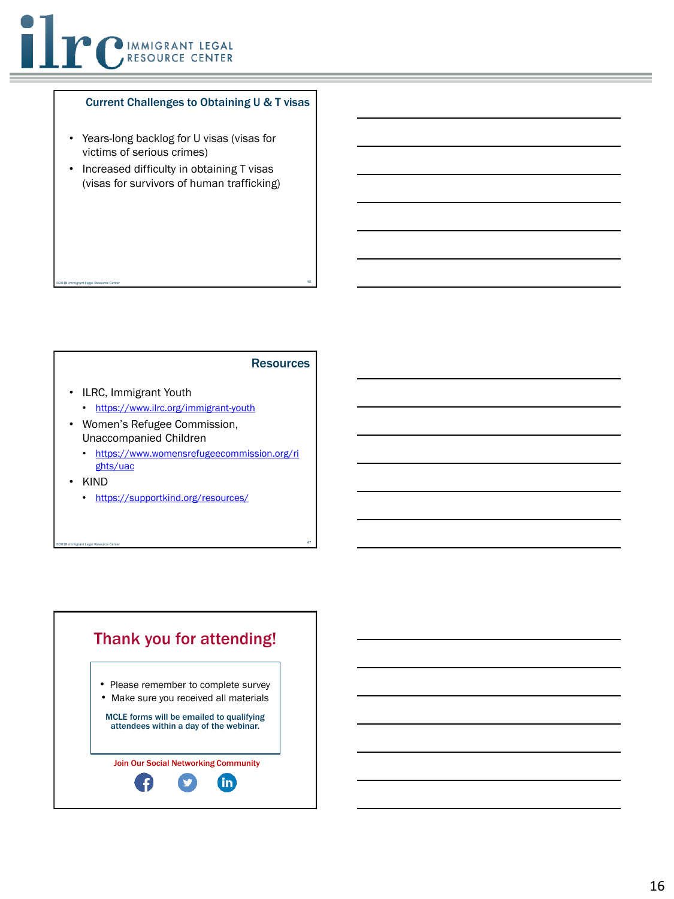## Current Challenges to Obtaining U & T visas

- Years-long backlog for U visas (visas for victims of serious crimes)
- Increased difficulty in obtaining T visas (visas for survivors of human trafficking)

## Resources

- ILRC, Immigrant Youth
  - https://www.ilrc.org/immigrant-youth
- Women's Refugee Commission, Unaccompanied Children
  - https://www.womensrefugeecommission.org/rights/uac
- KIND
  - https://supportkind.org/resources/

## Thank you for attending!

- Please remember to complete survey
- Make sure you received all materials

**MCLE forms will be emailed to qualifying attendees within a day of the webinar.**

**Join Our Social Networking Community**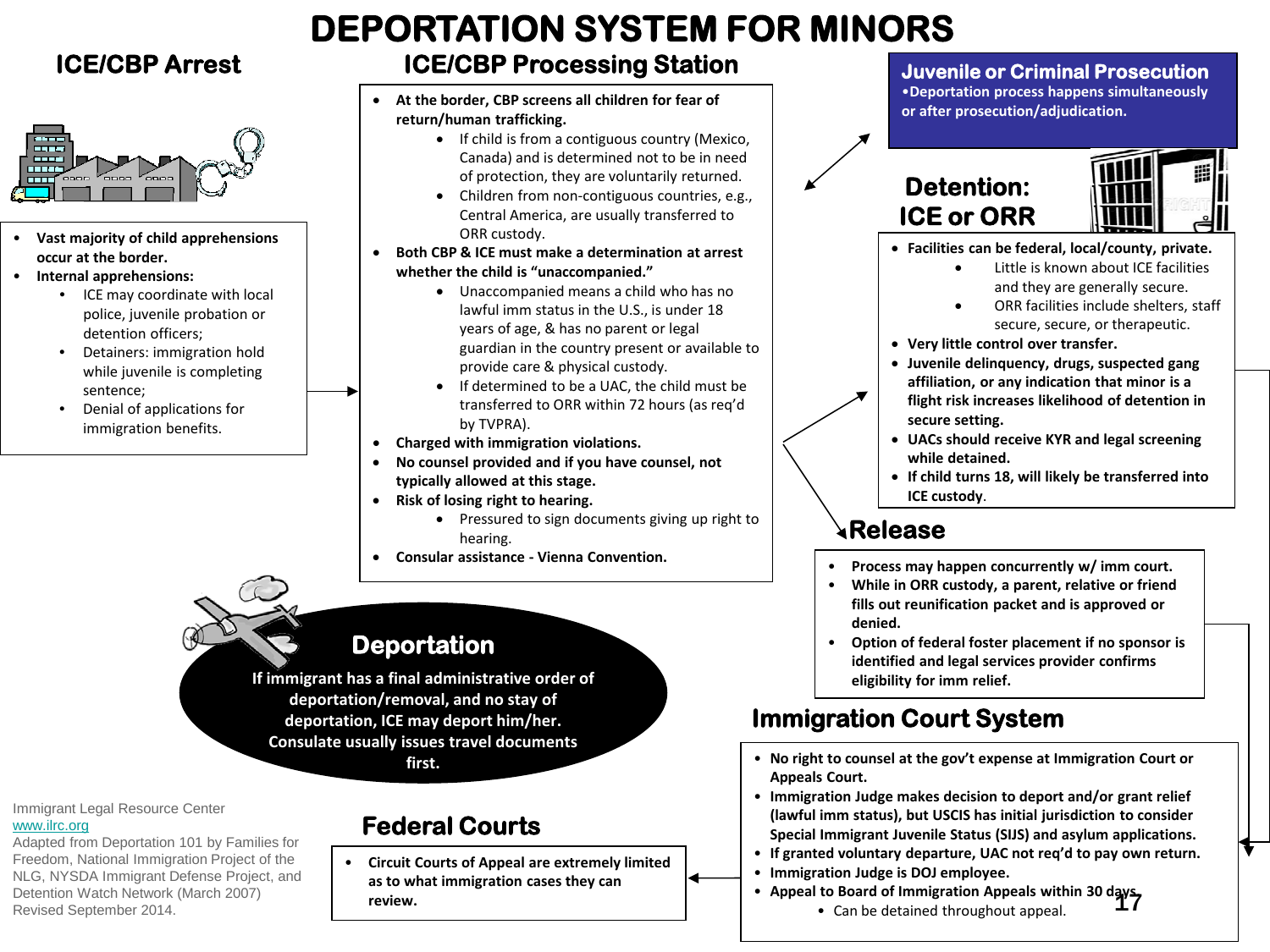# DEPORTATION SYSTEM FOR MINORS

## ICE/CBP Arrest

- **Vast majority of child apprehensions occur at the border.**
- **Internal apprehensions:**
  - ICE may coordinate with local police, juvenile probation or detention officers;
  - Detainers: immigration hold while juvenile is completing sentence;
  - Denial of applications for immigration benefits.

## ICE/CBP Processing Station

- **At the border, CBP screens all children for fear of return/human trafficking.**
  - If child is from a contiguous country (Mexico, Canada) and is determined not to be in need of protection, they are voluntarily returned.
  - Children from non-contiguous countries, e.g., Central America, are usually transferred to ORR custody.
- **Both CBP & ICE must make a determination at arrest whether the child is "unaccompanied."**
  - Unaccompanied means a child who has no lawful imm status in the U.S., is under 18 years of age, & has no parent or legal guardian in the country present or available to provide care & physical custody.
  - If determined to be a UAC, the child must be transferred to ORR within 72 hours (as req'd by TVPRA).
- **Charged with immigration violations.**
- **No counsel provided and if you have counsel, not typically allowed at this stage.**
- **Risk of losing right to hearing.**
  - Pressured to sign documents giving up right to hearing.
- **Consular assistance - Vienna Convention.**

## Juvenile or Criminal Prosecution

- **Deportation process happens simultaneously or after prosecution/adjudication.**

## Detention: ICE or ORR

- **Facilities can be federal, local/county, private.**
  - Little is known about ICE facilities and they are generally secure.
  - ORR facilities include shelters, staff secure, secure, or therapeutic.
- **Very little control over transfer.**
- **Juvenile delinquency, drugs, suspected gang affiliation, or any indication that minor is a flight risk increases likelihood of detention in secure setting.**
- **UACs should receive KYR and legal screening while detained.**
- **If child turns 18, will likely be transferred into ICE custody**.

## Release

- **Process may happen concurrently w/ imm court.**
- **While in ORR custody, a parent, relative or friend fills out reunification packet and is approved or denied.**
- **Option of federal foster placement if no sponsor is identified and legal services provider confirms eligibility for imm relief.**

## Immigration Court System

- **No right to counsel at the gov't expense at Immigration Court or Appeals Court.**
- **Immigration Judge makes decision to deport and/or grant relief (lawful imm status), but USCIS has initial jurisdiction to consider Special Immigrant Juvenile Status (SIJS) and asylum applications.**
- **If granted voluntary departure, UAC not req'd to pay own return.**
- **Immigration Judge is DOJ employee.**
- **Appeal to Board of Immigration Appeals within 30 days.**
  - Can be detained throughout appeal.

## Federal Courts

- **Circuit Courts of Appeal are extremely limited as to what immigration cases they can review.**

## Deportation

**If immigrant has a final administrative order of deportation/removal, and no stay of deportation, ICE may deport him/her. Consulate usually issues travel documents first.**

Immigrant Legal Resource Center
www.ilrc.org
Adapted from Deportation 101 by Families for Freedom, National Immigration Project of the NLG, NYSDA Immigrant Defense Project, and Detention Watch Network (March 2007)
Revised September 2014.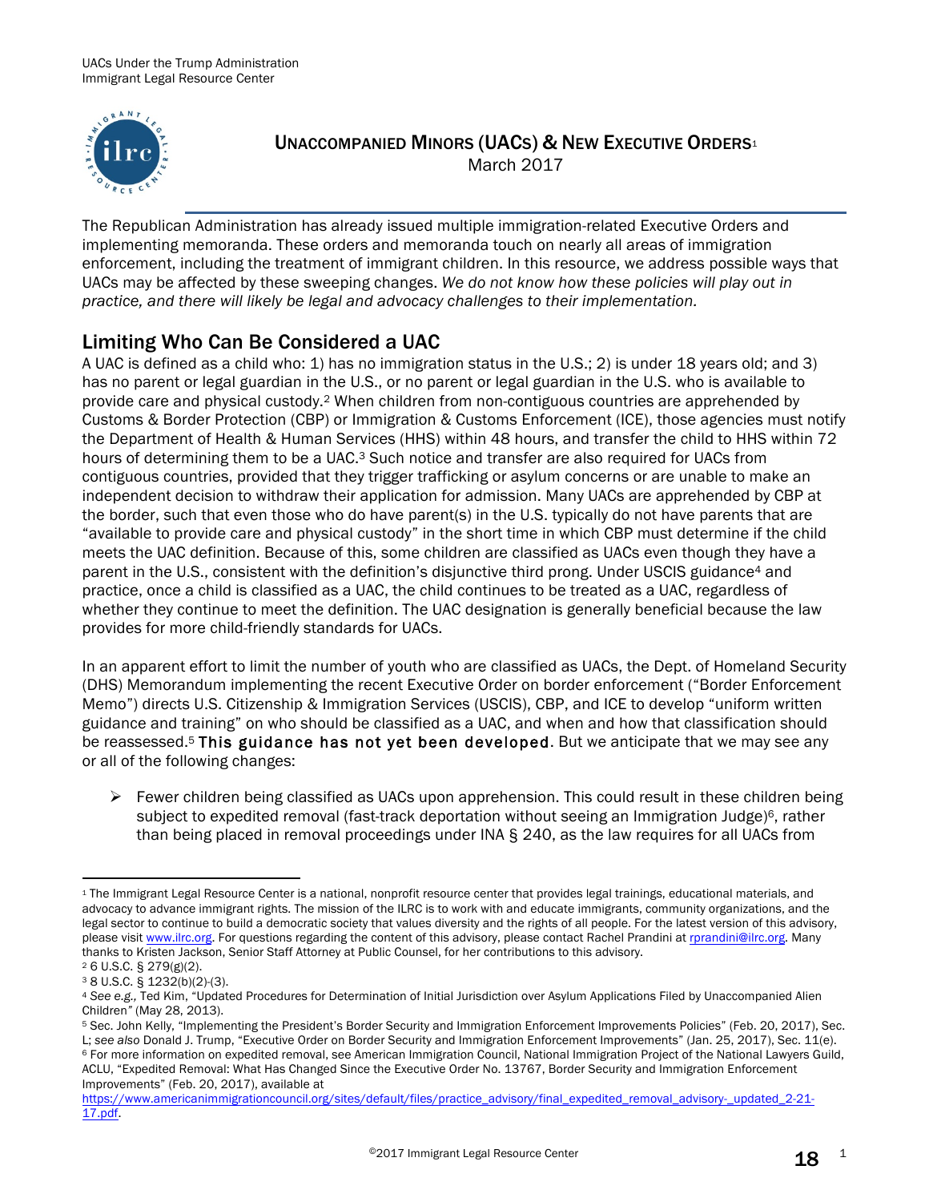# UNACCOMPANIED MINORS (UACS) & NEW EXECUTIVE ORDERS[1]

March 2017

The Republican Administration has already issued multiple immigration-related Executive Orders and implementing memoranda. These orders and memoranda touch on nearly all areas of immigration enforcement, including the treatment of immigrant children. In this resource, we address possible ways that UACs may be affected by these sweeping changes. *We do not know how these policies will play out in practice, and there will likely be legal and advocacy challenges to their implementation.*

## Limiting Who Can Be Considered a UAC

A UAC is defined as a child who: 1) has no immigration status in the U.S.; 2) is under 18 years old; and 3) has no parent or legal guardian in the U.S., or no parent or legal guardian in the U.S. who is available to provide care and physical custody.[2] When children from non-contiguous countries are apprehended by Customs & Border Protection (CBP) or Immigration & Customs Enforcement (ICE), those agencies must notify the Department of Health & Human Services (HHS) within 48 hours, and transfer the child to HHS within 72 hours of determining them to be a UAC.[3] Such notice and transfer are also required for UACs from contiguous countries, provided that they trigger trafficking or asylum concerns or are unable to make an independent decision to withdraw their application for admission. Many UACs are apprehended by CBP at the border, such that even those who do have parent(s) in the U.S. typically do not have parents that are "available to provide care and physical custody" in the short time in which CBP must determine if the child meets the UAC definition. Because of this, some children are classified as UACs even though they have a parent in the U.S., consistent with the definition's disjunctive third prong. Under USCIS guidance[4] and practice, once a child is classified as a UAC, the child continues to be treated as a UAC, regardless of whether they continue to meet the definition. The UAC designation is generally beneficial because the law provides for more child-friendly standards for UACs.

In an apparent effort to limit the number of youth who are classified as UACs, the Dept. of Homeland Security (DHS) Memorandum implementing the recent Executive Order on border enforcement ("Border Enforcement Memo") directs U.S. Citizenship & Immigration Services (USCIS), CBP, and ICE to develop "uniform written guidance and training" on who should be classified as a UAC, and when and how that classification should be reassessed.[5] **This guidance has not yet been developed.** But we anticipate that we may see any or all of the following changes:

- Fewer children being classified as UACs upon apprehension. This could result in these children being subject to expedited removal (fast-track deportation without seeing an Immigration Judge)[6], rather than being placed in removal proceedings under INA § 240, as the law requires for all UACs from

---

[1] The Immigrant Legal Resource Center is a national, nonprofit resource center that provides legal trainings, educational materials, and advocacy to advance immigrant rights. The mission of the ILRC is to work with and educate immigrants, community organizations, and the legal sector to continue to build a democratic society that values diversity and the rights of all people. For the latest version of this advisory, please visit www.ilrc.org. For questions regarding the content of this advisory, please contact Rachel Prandini at rprandini@ilrc.org. Many thanks to Kristen Jackson, Senior Staff Attorney at Public Counsel, for her contributions to this advisory.

[2] 6 U.S.C. § 279(g)(2).

[3] 8 U.S.C. § 1232(b)(2)-(3).

[4] *See e.g.,* Ted Kim, "Updated Procedures for Determination of Initial Jurisdiction over Asylum Applications Filed by Unaccompanied Alien Children" (May 28, 2013).

[5] Sec. John Kelly, "Implementing the President's Border Security and Immigration Enforcement Improvements Policies" (Feb. 20, 2017), Sec. L; *see also* Donald J. Trump, "Executive Order on Border Security and Immigration Enforcement Improvements" (Jan. 25, 2017), Sec. 11(e).

[6] For more information on expedited removal, see American Immigration Council, National Immigration Project of the National Lawyers Guild, ACLU, "Expedited Removal: What Has Changed Since the Executive Order No. 13767, Border Security and Immigration Enforcement Improvements" (Feb. 20, 2017), available at https://www.americanimmigrationcouncil.org/sites/default/files/practice_advisory/final_expedited_removal_advisory-_updated_2-21-17.pdf.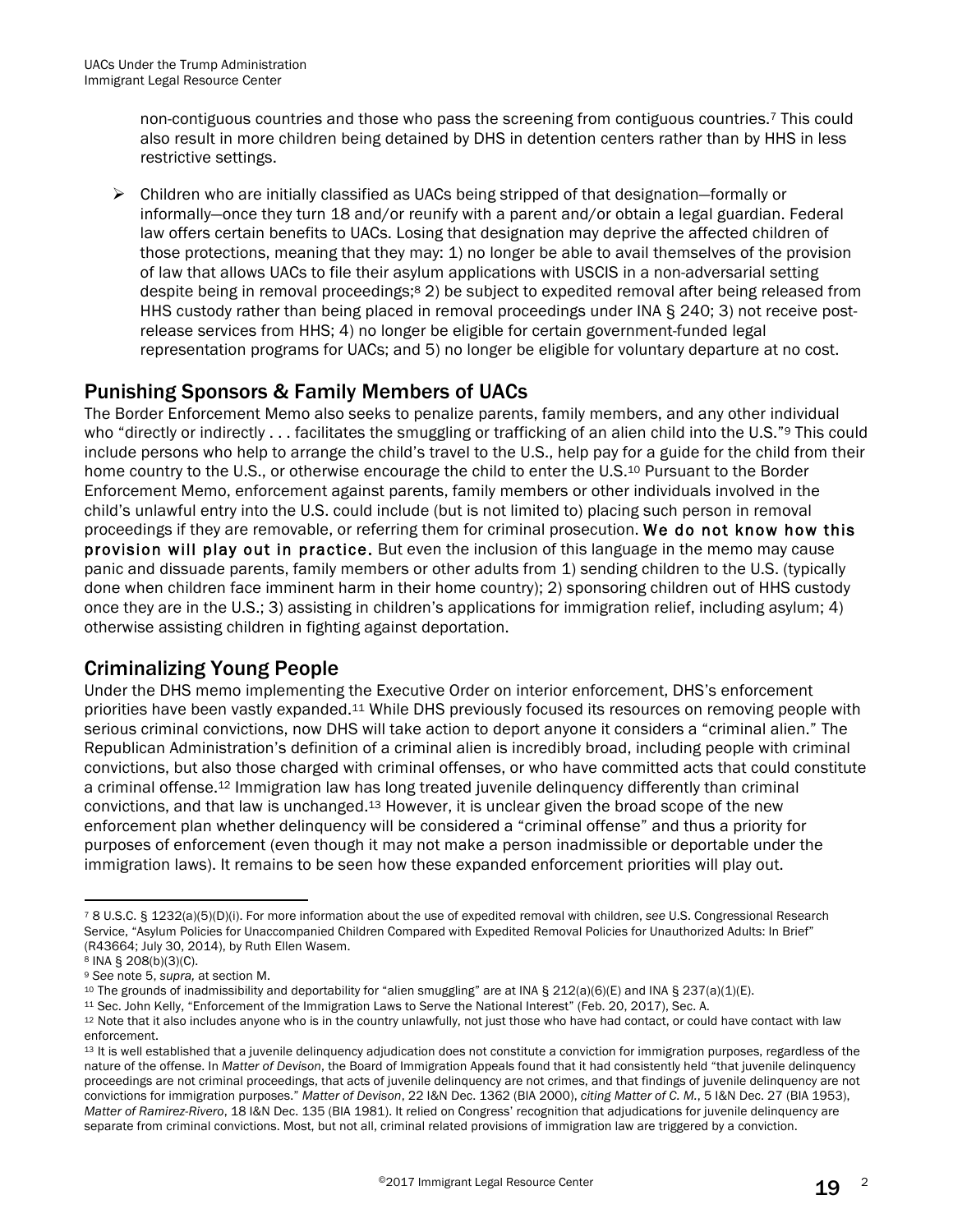non-contiguous countries and those who pass the screening from contiguous countries.[7] This could also result in more children being detained by DHS in detention centers rather than by HHS in less restrictive settings.

- Children who are initially classified as UACs being stripped of that designation—formally or informally—once they turn 18 and/or reunify with a parent and/or obtain a legal guardian. Federal law offers certain benefits to UACs. Losing that designation may deprive the affected children of those protections, meaning that they may: 1) no longer be able to avail themselves of the provision of law that allows UACs to file their asylum applications with USCIS in a non-adversarial setting despite being in removal proceedings;[8] 2) be subject to expedited removal after being released from HHS custody rather than being placed in removal proceedings under INA § 240; 3) not receive post-release services from HHS; 4) no longer be eligible for certain government-funded legal representation programs for UACs; and 5) no longer be eligible for voluntary departure at no cost.

## Punishing Sponsors & Family Members of UACs

The Border Enforcement Memo also seeks to penalize parents, family members, and any other individual who "directly or indirectly . . . facilitates the smuggling or trafficking of an alien child into the U.S."[9] This could include persons who help to arrange the child's travel to the U.S., help pay for a guide for the child from their home country to the U.S., or otherwise encourage the child to enter the U.S.[10] Pursuant to the Border Enforcement Memo, enforcement against parents, family members or other individuals involved in the child's unlawful entry into the U.S. could include (but is not limited to) placing such person in removal proceedings if they are removable, or referring them for criminal prosecution. **We do not know how this provision will play out in practice.** But even the inclusion of this language in the memo may cause panic and dissuade parents, family members or other adults from 1) sending children to the U.S. (typically done when children face imminent harm in their home country); 2) sponsoring children out of HHS custody once they are in the U.S.; 3) assisting in children's applications for immigration relief, including asylum; 4) otherwise assisting children in fighting against deportation.

## Criminalizing Young People

Under the DHS memo implementing the Executive Order on interior enforcement, DHS's enforcement priorities have been vastly expanded.[11] While DHS previously focused its resources on removing people with serious criminal convictions, now DHS will take action to deport anyone it considers a "criminal alien." The Republican Administration's definition of a criminal alien is incredibly broad, including people with criminal convictions, but also those charged with criminal offenses, or who have committed acts that could constitute a criminal offense.[12] Immigration law has long treated juvenile delinquency differently than criminal convictions, and that law is unchanged.[13] However, it is unclear given the broad scope of the new enforcement plan whether delinquency will be considered a "criminal offense" and thus a priority for purposes of enforcement (even though it may not make a person inadmissible or deportable under the immigration laws). It remains to be seen how these expanded enforcement priorities will play out.

---

[7] 8 U.S.C. § 1232(a)(5)(D)(i). For more information about the use of expedited removal with children, *see* U.S. Congressional Research Service, "Asylum Policies for Unaccompanied Children Compared with Expedited Removal Policies for Unauthorized Adults: In Brief" (R43664; July 30, 2014), by Ruth Ellen Wasem.

[8] INA § 208(b)(3)(C).

[9] *See* note 5, *supra,* at section M.

[10] The grounds of inadmissibility and deportability for "alien smuggling" are at INA § 212(a)(6)(E) and INA § 237(a)(1)(E).

[11] Sec. John Kelly, "Enforcement of the Immigration Laws to Serve the National Interest" (Feb. 20, 2017), Sec. A.

[12] Note that it also includes anyone who is in the country unlawfully, not just those who have had contact, or could have contact with law enforcement.

[13] It is well established that a juvenile delinquency adjudication does not constitute a conviction for immigration purposes, regardless of the nature of the offense. In *Matter of Devison*, the Board of Immigration Appeals found that it had consistently held "that juvenile delinquency proceedings are not criminal proceedings, that acts of juvenile delinquency are not crimes, and that findings of juvenile delinquency are not convictions for immigration purposes." *Matter of Devison*, 22 I&N Dec. 1362 (BIA 2000), *citing Matter of C. M.*, 5 I&N Dec. 27 (BIA 1953), *Matter of Ramirez-Rivero*, 18 I&N Dec. 135 (BIA 1981). It relied on Congress' recognition that adjudications for juvenile delinquency are separate from criminal convictions. Most, but not all, criminal related provisions of immigration law are triggered by a conviction.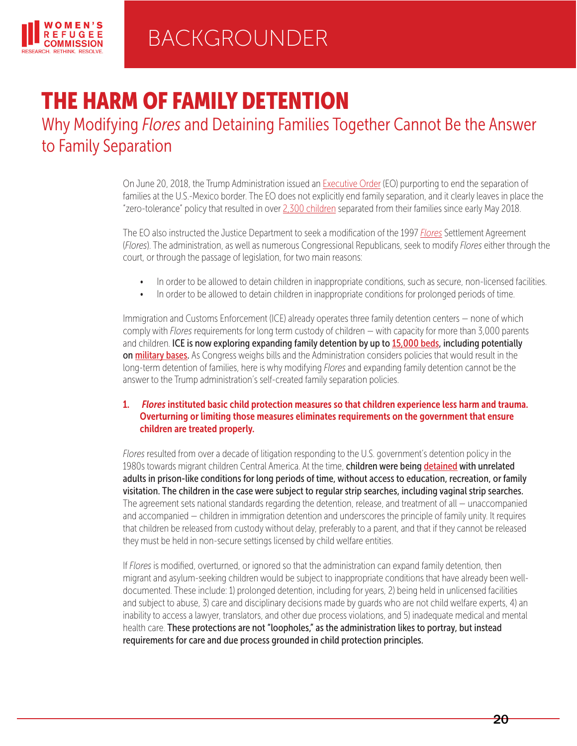BACKGROUNDER

# THE HARM OF FAMILY DETENTION

## Why Modifying *Flores* and Detaining Families Together Cannot Be the Answer to Family Separation

On June 20, 2018, the Trump Administration issued an Executive Order (EO) purporting to end the separation of families at the U.S.-Mexico border. The EO does not explicitly end family separation, and it clearly leaves in place the "zero-tolerance" policy that resulted in over 2,300 children separated from their families since early May 2018.

The EO also instructed the Justice Department to seek a modification of the 1997 *Flores* Settlement Agreement (*Flores*). The administration, as well as numerous Congressional Republicans, seek to modify *Flores* either through the court, or through the passage of legislation, for two main reasons:

- In order to be allowed to detain children in inappropriate conditions, such as secure, non-licensed facilities.
- In order to be allowed to detain children in inappropriate conditions for prolonged periods of time.

Immigration and Customs Enforcement (ICE) already operates three family detention centers – none of which comply with *Flores* requirements for long term custody of children – with capacity for more than 3,000 parents and children. **ICE is now exploring expanding family detention by up to 15,000 beds, including potentially on military bases.** As Congress weighs bills and the Administration considers policies that would result in the long-term detention of families, here is why modifying *Flores* and expanding family detention cannot be the answer to the Trump administration's self-created family separation policies.

### 1. *Flores* instituted basic child protection measures so that children experience less harm and trauma. Overturning or limiting those measures eliminates requirements on the government that ensure children are treated properly.

*Flores* resulted from over a decade of litigation responding to the U.S. government's detention policy in the 1980s towards migrant children Central America. At the time, **children were being detained with unrelated adults in prison-like conditions for long periods of time, without access to education, recreation, or family visitation. The children in the case were subject to regular strip searches, including vaginal strip searches.** The agreement sets national standards regarding the detention, release, and treatment of all – unaccompanied and accompanied – children in immigration detention and underscores the principle of family unity. It requires that children be released from custody without delay, preferably to a parent, and that if they cannot be released they must be held in non-secure settings licensed by child welfare entities.

If *Flores* is modified, overturned, or ignored so that the administration can expand family detention, then migrant and asylum-seeking children would be subject to inappropriate conditions that have already been well-documented. These include: 1) prolonged detention, including for years, 2) being held in unlicensed facilities and subject to abuse, 3) care and disciplinary decisions made by guards who are not child welfare experts, 4) an inability to access a lawyer, translators, and other due process violations, and 5) inadequate medical and mental health care. **These protections are not "loopholes," as the administration likes to portray, but instead requirements for care and due process grounded in child protection principles.**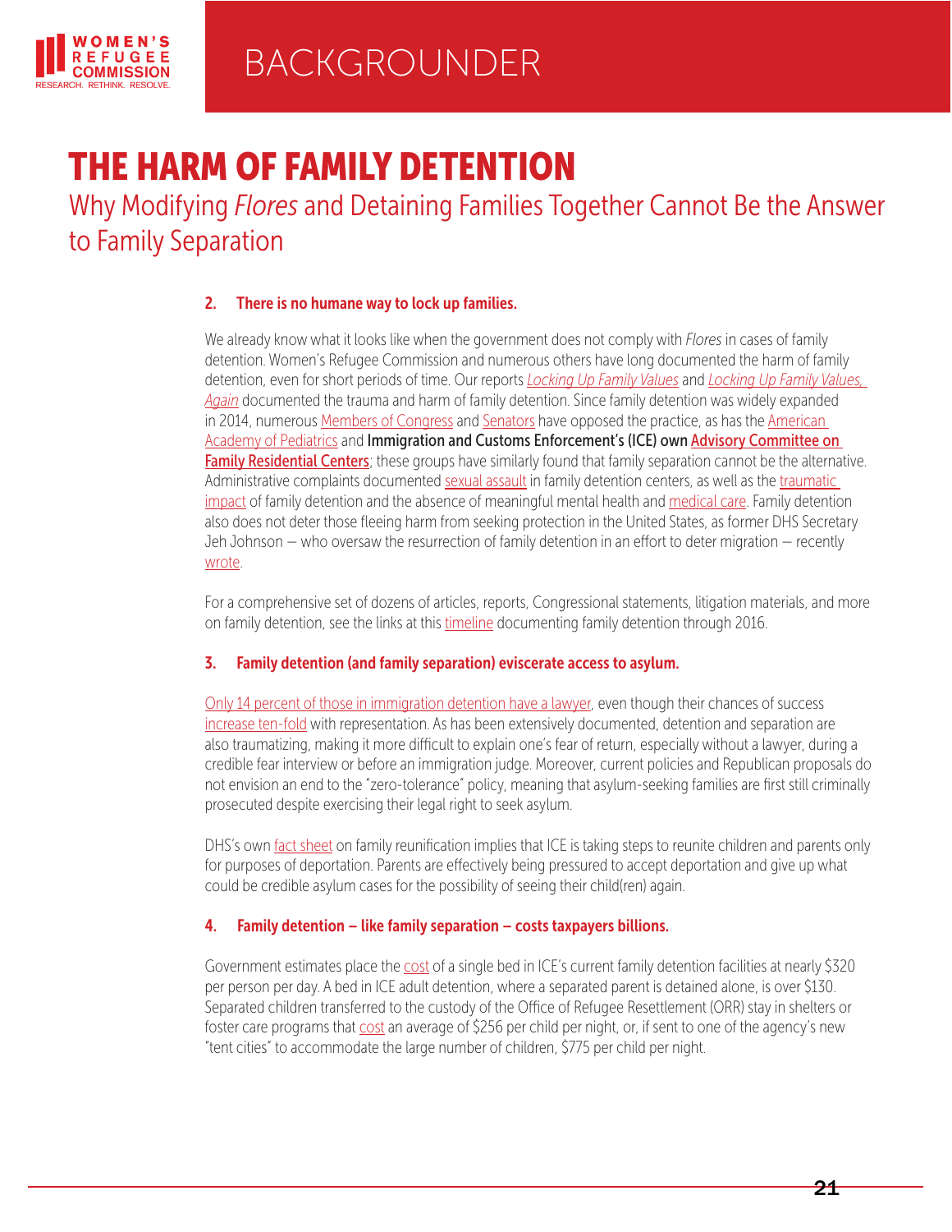# THE HARM OF FAMILY DETENTION

## Why Modifying *Flores* and Detaining Families Together Cannot Be the Answer to Family Separation

### 2. There is no humane way to lock up families.

We already know what it looks like when the government does not comply with *Flores* in cases of family detention. Women's Refugee Commission and numerous others have long documented the harm of family detention, even for short periods of time. Our reports *Locking Up Family Values* and *Locking Up Family Values, Again* documented the trauma and harm of family detention. Since family detention was widely expanded in 2014, numerous Members of Congress and Senators have opposed the practice, as has the American Academy of Pediatrics and **Immigration and Customs Enforcement's (ICE) own Advisory Committee on Family Residential Centers**; these groups have similarly found that family separation cannot be the alternative. Administrative complaints documented sexual assault in family detention centers, as well as the traumatic impact of family detention and the absence of meaningful mental health and medical care. Family detention also does not deter those fleeing harm from seeking protection in the United States, as former DHS Secretary Jeh Johnson — who oversaw the resurrection of family detention in an effort to deter migration — recently wrote.

For a comprehensive set of dozens of articles, reports, Congressional statements, litigation materials, and more on family detention, see the links at this timeline documenting family detention through 2016.

### 3. Family detention (and family separation) eviscerate access to asylum.

Only 14 percent of those in immigration detention have a lawyer, even though their chances of success increase ten-fold with representation. As has been extensively documented, detention and separation are also traumatizing, making it more difficult to explain one's fear of return, especially without a lawyer, during a credible fear interview or before an immigration judge. Moreover, current policies and Republican proposals do not envision an end to the "zero-tolerance" policy, meaning that asylum-seeking families are first still criminally prosecuted despite exercising their legal right to seek asylum.

DHS's own fact sheet on family reunification implies that ICE is taking steps to reunite children and parents only for purposes of deportation. Parents are effectively being pressured to accept deportation and give up what could be credible asylum cases for the possibility of seeing their child(ren) again.

### 4. Family detention – like family separation – costs taxpayers billions.

Government estimates place the cost of a single bed in ICE's current family detention facilities at nearly $320 per person per day. A bed in ICE adult detention, where a separated parent is detained alone, is over $130. Separated children transferred to the custody of the Office of Refugee Resettlement (ORR) stay in shelters or foster care programs that cost an average of $256 per child per night, or, if sent to one of the agency's new "tent cities" to accommodate the large number of children, $775 per child per night.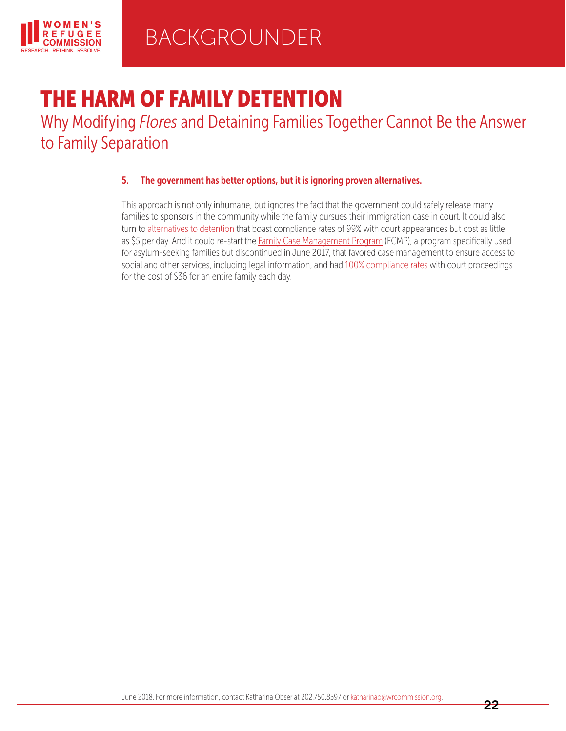# THE HARM OF FAMILY DETENTION

## Why Modifying *Flores* and Detaining Families Together Cannot Be the Answer to Family Separation

### 5. The government has better options, but it is ignoring proven alternatives.

This approach is not only inhumane, but ignores the fact that the government could safely release many families to sponsors in the community while the family pursues their immigration case in court. It could also turn to alternatives to detention that boast compliance rates of 99% with court appearances but cost as little as $5 per day. And it could re-start the Family Case Management Program (FCMP), a program specifically used for asylum-seeking families but discontinued in June 2017, that favored case management to ensure access to social and other services, including legal information, and had 100% compliance rates with court proceedings for the cost of $36 for an entire family each day.

June 2018. For more information, contact Katharina Obser at 202.750.8597 or katharinao@wrcommission.org.